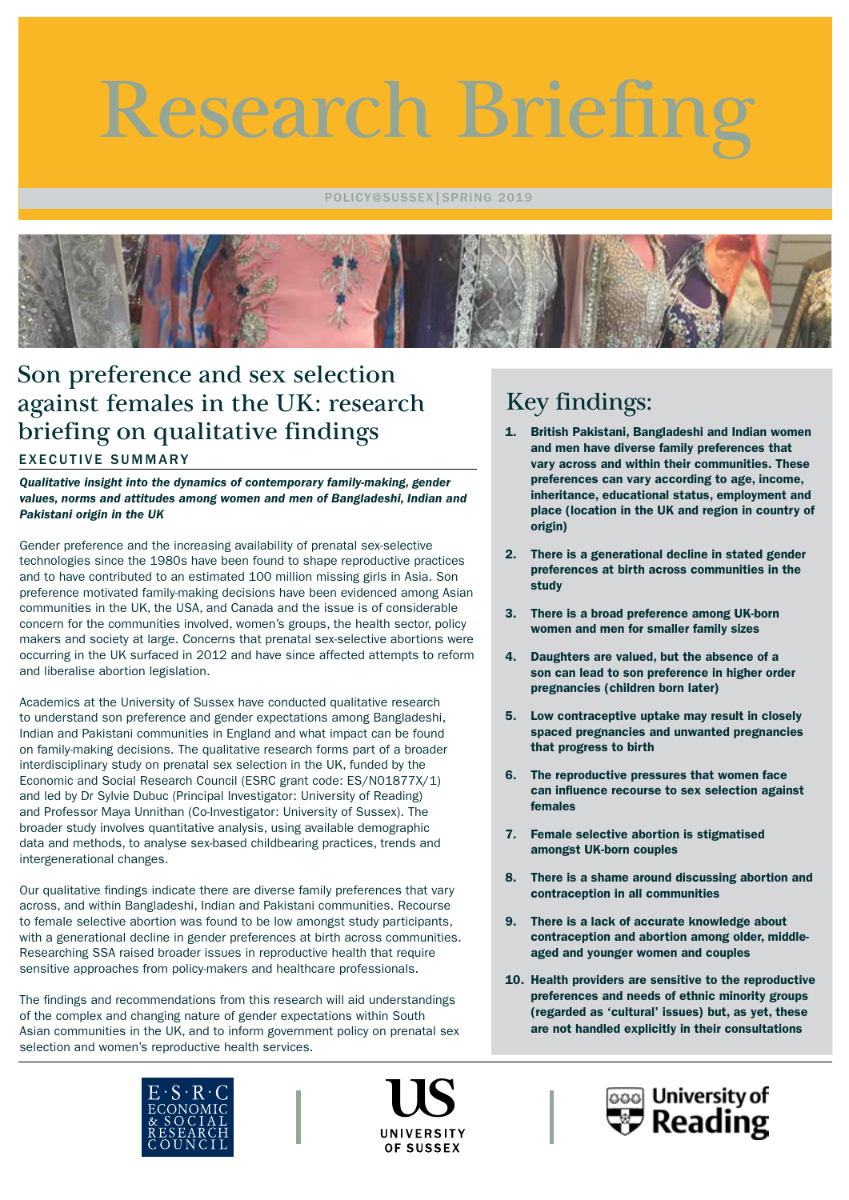# Research Briefing

POLICY@SUSSEX | SPRING 2019

## Son preference and sex selection against females in the UK: research briefing on qualitative findings

### EXECUTIVE SUMMARY

***Qualitative insight into the dynamics of contemporary family-making, gender values, norms and attitudes among women and men of Bangladeshi, Indian and Pakistani origin in the UK***

Gender preference and the increasing availability of prenatal sex-selective technologies since the 1980s have been found to shape reproductive practices and to have contributed to an estimated 100 million missing girls in Asia. Son preference motivated family-making decisions have been evidenced among Asian communities in the UK, the USA, and Canada and the issue is of considerable concern for the communities involved, women's groups, the health sector, policy makers and society at large. Concerns that prenatal sex-selective abortions were occurring in the UK surfaced in 2012 and have since affected attempts to reform and liberalise abortion legislation.

Academics at the University of Sussex have conducted qualitative research to understand son preference and gender expectations among Bangladeshi, Indian and Pakistani communities in England and what impact can be found on family-making decisions. The qualitative research forms part of a broader interdisciplinary study on prenatal sex selection in the UK, funded by the Economic and Social Research Council (ESRC grant code: ES/N01877X/1) and led by Dr Sylvie Dubuc (Principal Investigator: University of Reading) and Professor Maya Unnithan (Co-Investigator: University of Sussex). The broader study involves quantitative analysis, using available demographic data and methods, to analyse sex-based childbearing practices, trends and intergenerational changes.

Our qualitative findings indicate there are diverse family preferences that vary across, and within Bangladeshi, Indian and Pakistani communities. Recourse to female selective abortion was found to be low amongst study participants, with a generational decline in gender preferences at birth across communities. Researching SSA raised broader issues in reproductive health that require sensitive approaches from policy-makers and healthcare professionals.

The findings and recommendations from this research will aid understandings of the complex and changing nature of gender expectations within South Asian communities in the UK, and to inform government policy on prenatal sex selection and women's reproductive health services.

## Key findings:

1. **British Pakistani, Bangladeshi and Indian women and men have diverse family preferences that vary across and within their communities. These preferences can vary according to age, income, inheritance, educational status, employment and place (location in the UK and region in country of origin)**
2. **There is a generational decline in stated gender preferences at birth across communities in the study**
3. **There is a broad preference among UK-born women and men for smaller family sizes**
4. **Daughters are valued, but the absence of a son can lead to son preference in higher order pregnancies (children born later)**
5. **Low contraceptive uptake may result in closely spaced pregnancies and unwanted pregnancies that progress to birth**
6. **The reproductive pressures that women face can influence recourse to sex selection against females**
7. **Female selective abortion is stigmatised amongst UK-born couples**
8. **There is a shame around discussing abortion and contraception in all communities**
9. **There is a lack of accurate knowledge about contraception and abortion among older, middle-aged and younger women and couples**
10. **Health providers are sensitive to the reproductive preferences and needs of ethnic minority groups (regarded as 'cultural' issues) but, as yet, these are not handled explicitly in their consultations**

E·S·R·C ECONOMIC & SOCIAL RESEARCH COUNCIL | UNIVERSITY OF SUSSEX | University of Reading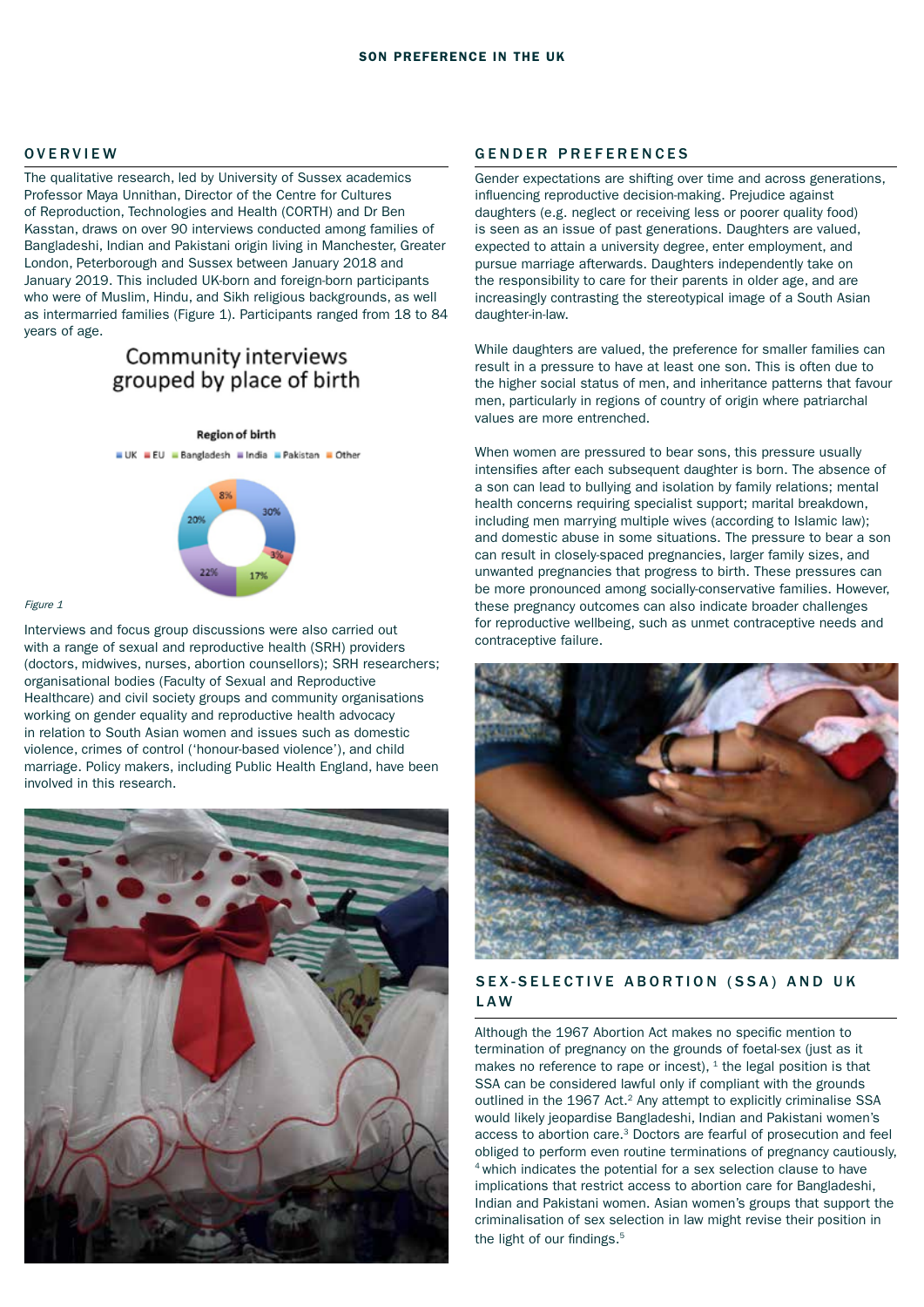## OVERVIEW

The qualitative research, led by University of Sussex academics Professor Maya Unnithan, Director of the Centre for Cultures of Reproduction, Technologies and Health (CORTH) and Dr Ben Kasstan, draws on over 90 interviews conducted among families of Bangladeshi, Indian and Pakistani origin living in Manchester, Greater London, Peterborough and Sussex between January 2018 and January 2019. This included UK-born and foreign-born participants who were of Muslim, Hindu, and Sikh religious backgrounds, as well as intermarried families (Figure 1). Participants ranged from 18 to 84 years of age.

**Community interviews grouped by place of birth**

**Region of birth**

| Region | % |
|---|---|
| UK | 30% |
| EU | 3% |
| Bangladesh | 17% |
| India | 22% |
| Pakistan | 20% |
| Other | 8% |

*Figure 1*

Interviews and focus group discussions were also carried out with a range of sexual and reproductive health (SRH) providers (doctors, midwives, nurses, abortion counsellors); SRH researchers; organisational bodies (Faculty of Sexual and Reproductive Healthcare) and civil society groups and community organisations working on gender equality and reproductive health advocacy in relation to South Asian women and issues such as domestic violence, crimes of control ('honour-based violence'), and child marriage. Policy makers, including Public Health England, have been involved in this research.

## GENDER PREFERENCES

Gender expectations are shifting over time and across generations, influencing reproductive decision-making. Prejudice against daughters (e.g. neglect or receiving less or poorer quality food) is seen as an issue of past generations. Daughters are valued, expected to attain a university degree, enter employment, and pursue marriage afterwards. Daughters independently take on the responsibility to care for their parents in older age, and are increasingly contrasting the stereotypical image of a South Asian daughter-in-law.

While daughters are valued, the preference for smaller families can result in a pressure to have at least one son. This is often due to the higher social status of men, and inheritance patterns that favour men, particularly in regions of country of origin where patriarchal values are more entrenched.

When women are pressured to bear sons, this pressure usually intensifies after each subsequent daughter is born. The absence of a son can lead to bullying and isolation by family relations; mental health concerns requiring specialist support; marital breakdown, including men marrying multiple wives (according to Islamic law); and domestic abuse in some situations. The pressure to bear a son can result in closely-spaced pregnancies, larger family sizes, and unwanted pregnancies that progress to birth. These pressures can be more pronounced among socially-conservative families. However, these pregnancy outcomes can also indicate broader challenges for reproductive wellbeing, such as unmet contraceptive needs and contraceptive failure.

## SEX-SELECTIVE ABORTION (SSA) AND UK LAW

Although the 1967 Abortion Act makes no specific mention to termination of pregnancy on the grounds of foetal-sex (just as it makes no reference to rape or incest), [1] the legal position is that SSA can be considered lawful only if compliant with the grounds outlined in the 1967 Act.[2] Any attempt to explicitly criminalise SSA would likely jeopardise Bangladeshi, Indian and Pakistani women's access to abortion care.[3] Doctors are fearful of prosecution and feel obliged to perform even routine terminations of pregnancy cautiously, [4] which indicates the potential for a sex selection clause to have implications that restrict access to abortion care for Bangladeshi, Indian and Pakistani women. Asian women's groups that support the criminalisation of sex selection in law might revise their position in the light of our findings.[5]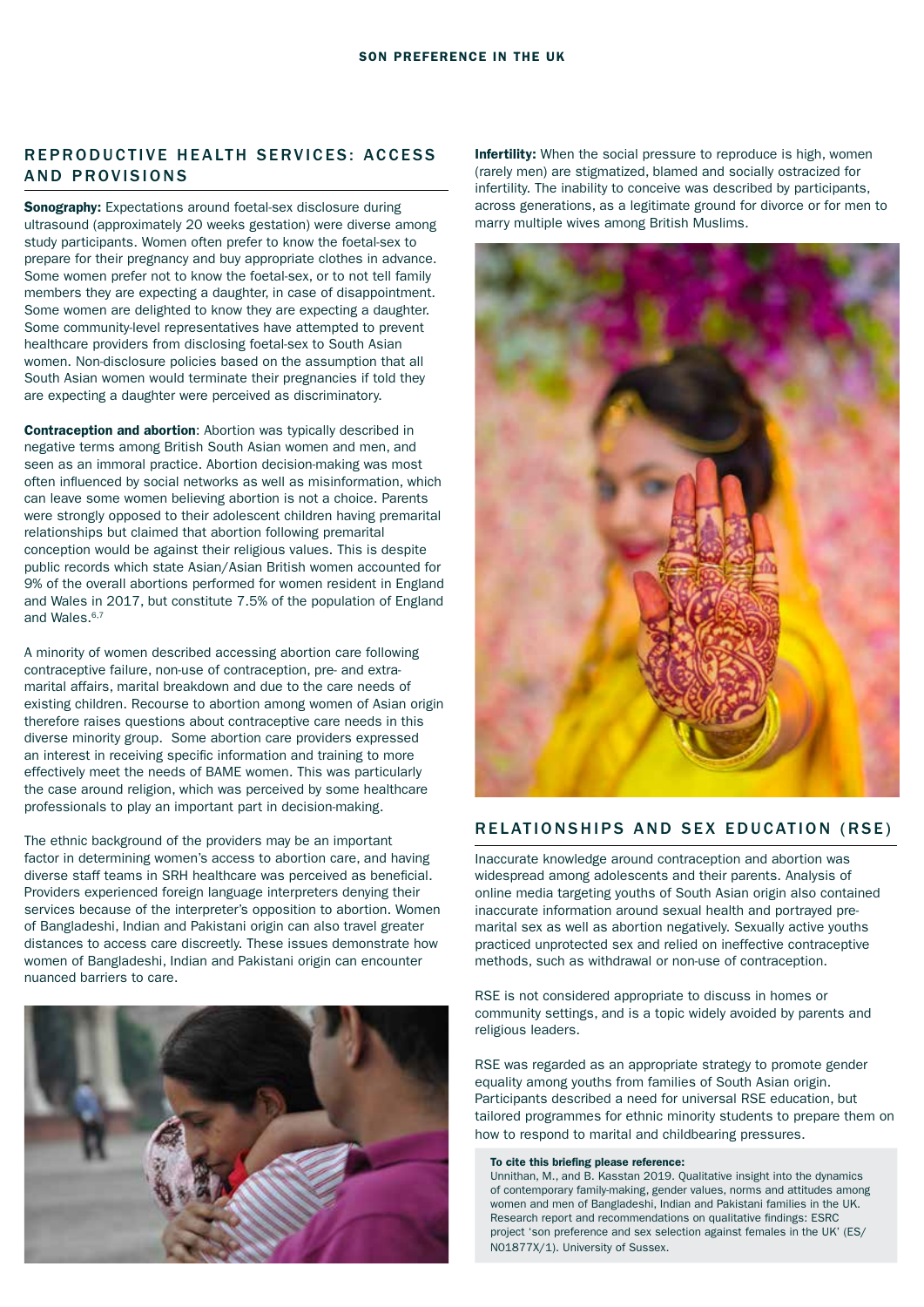## REPRODUCTIVE HEALTH SERVICES: ACCESS AND PROVISIONS

**Sonography:** Expectations around foetal-sex disclosure during ultrasound (approximately 20 weeks gestation) were diverse among study participants. Women often prefer to know the foetal-sex to prepare for their pregnancy and buy appropriate clothes in advance. Some women prefer not to know the foetal-sex, or to not tell family members they are expecting a daughter, in case of disappointment. Some women are delighted to know they are expecting a daughter. Some community-level representatives have attempted to prevent healthcare providers from disclosing foetal-sex to South Asian women. Non-disclosure policies based on the assumption that all South Asian women would terminate their pregnancies if told they are expecting a daughter were perceived as discriminatory.

**Contraception and abortion**: Abortion was typically described in negative terms among British South Asian women and men, and seen as an immoral practice. Abortion decision-making was most often influenced by social networks as well as misinformation, which can leave some women believing abortion is not a choice. Parents were strongly opposed to their adolescent children having premarital relationships but claimed that abortion following premarital conception would be against their religious values. This is despite public records which state Asian/Asian British women accounted for 9% of the overall abortions performed for women resident in England and Wales in 2017, but constitute 7.5% of the population of England and Wales.[6,7]

A minority of women described accessing abortion care following contraceptive failure, non-use of contraception, pre- and extra-marital affairs, marital breakdown and due to the care needs of existing children. Recourse to abortion among women of Asian origin therefore raises questions about contraceptive care needs in this diverse minority group. Some abortion care providers expressed an interest in receiving specific information and training to more effectively meet the needs of BAME women. This was particularly the case around religion, which was perceived by some healthcare professionals to play an important part in decision-making.

The ethnic background of the providers may be an important factor in determining women's access to abortion care, and having diverse staff teams in SRH healthcare was perceived as beneficial. Providers experienced foreign language interpreters denying their services because of the interpreter's opposition to abortion. Women of Bangladeshi, Indian and Pakistani origin can also travel greater distances to access care discreetly. These issues demonstrate how women of Bangladeshi, Indian and Pakistani origin can encounter nuanced barriers to care.

**Infertility:** When the social pressure to reproduce is high, women (rarely men) are stigmatized, blamed and socially ostracized for infertility. The inability to conceive was described by participants, across generations, as a legitimate ground for divorce or for men to marry multiple wives among British Muslims.

## RELATIONSHIPS AND SEX EDUCATION (RSE)

Inaccurate knowledge around contraception and abortion was widespread among adolescents and their parents. Analysis of online media targeting youths of South Asian origin also contained inaccurate information around sexual health and portrayed pre-marital sex as well as abortion negatively. Sexually active youths practiced unprotected sex and relied on ineffective contraceptive methods, such as withdrawal or non-use of contraception.

RSE is not considered appropriate to discuss in homes or community settings, and is a topic widely avoided by parents and religious leaders.

RSE was regarded as an appropriate strategy to promote gender equality among youths from families of South Asian origin. Participants described a need for universal RSE education, but tailored programmes for ethnic minority students to prepare them on how to respond to marital and childbearing pressures.

**To cite this briefing please reference:**
Unnithan, M., and B. Kasstan 2019. Qualitative insight into the dynamics of contemporary family-making, gender values, norms and attitudes among women and men of Bangladeshi, Indian and Pakistani families in the UK. Research report and recommendations on qualitative findings: ESRC project 'son preference and sex selection against females in the UK' (ES/N01877X/1). University of Sussex.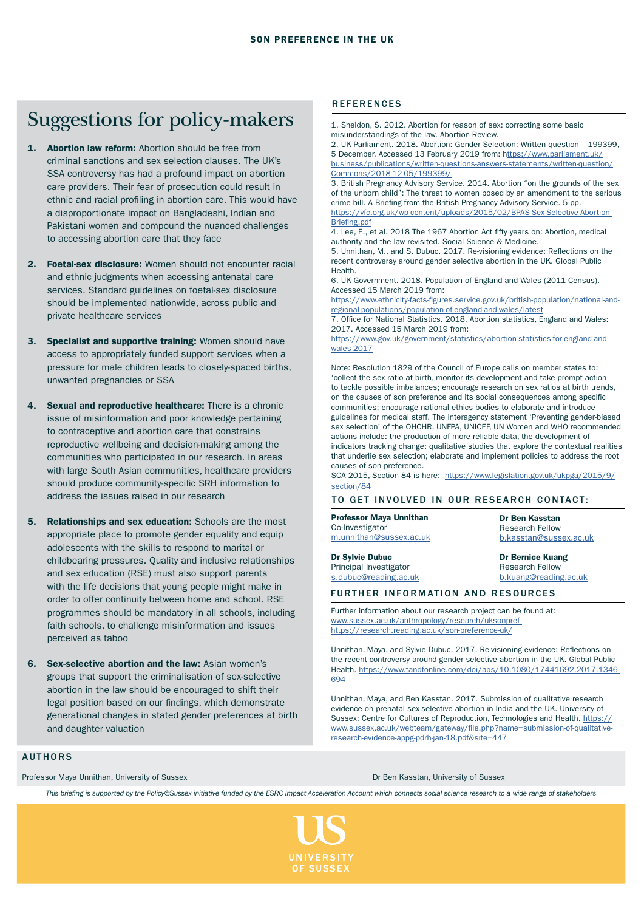# Suggestions for policy-makers

1. **Abortion law reform:** Abortion should be free from criminal sanctions and sex selection clauses. The UK's SSA controversy has had a profound impact on abortion care providers. Their fear of prosecution could result in ethnic and racial profiling in abortion care. This would have a disproportionate impact on Bangladeshi, Indian and Pakistani women and compound the nuanced challenges to accessing abortion care that they face

2. **Foetal-sex disclosure:** Women should not encounter racial and ethnic judgments when accessing antenatal care services. Standard guidelines on foetal-sex disclosure should be implemented nationwide, across public and private healthcare services

3. **Specialist and supportive training:** Women should have access to appropriately funded support services when a pressure for male children leads to closely-spaced births, unwanted pregnancies or SSA

4. **Sexual and reproductive healthcare:** There is a chronic issue of misinformation and poor knowledge pertaining to contraceptive and abortion care that constrains reproductive wellbeing and decision-making among the communities who participated in our research. In areas with large South Asian communities, healthcare providers should produce community-specific SRH information to address the issues raised in our research

5. **Relationships and sex education:** Schools are the most appropriate place to promote gender equality and equip adolescents with the skills to respond to marital or childbearing pressures. Quality and inclusive relationships and sex education (RSE) must also support parents with the life decisions that young people might make in order to offer continuity between home and school. RSE programmes should be mandatory in all schools, including faith schools, to challenge misinformation and issues perceived as taboo

6. **Sex-selective abortion and the law:** Asian women's groups that support the criminalisation of sex-selective abortion in the law should be encouraged to shift their legal position based on our findings, which demonstrate generational changes in stated gender preferences at birth and daughter valuation

## REFERENCES

1. Sheldon, S. 2012. Abortion for reason of sex: correcting some basic misunderstandings of the law. Abortion Review.
2. UK Parliament. 2018. Abortion: Gender Selection: Written question – 199399, 5 December. Accessed 13 February 2019 from: https://www.parliament.uk/business/publications/written-questions-answers-statements/written-question/Commons/2018-12-05/199399/
3. British Pregnancy Advisory Service. 2014. Abortion "on the grounds of the sex of the unborn child": The threat to women posed by an amendment to the serious crime bill. A Briefing from the British Pregnancy Advisory Service. 5 pp. https://vfc.org.uk/wp-content/uploads/2015/02/BPAS-Sex-Selective-Abortion-Briefing.pdf
4. Lee, E., et al. 2018 The 1967 Abortion Act fifty years on: Abortion, medical authority and the law revisited. Social Science & Medicine.
5. Unnithan, M., and S. Dubuc. 2017. Re-visioning evidence: Reflections on the recent controversy around gender selective abortion in the UK. Global Public Health.
6. UK Government. 2018. Population of England and Wales (2011 Census). Accessed 15 March 2019 from: https://www.ethnicity-facts-figures.service.gov.uk/british-population/national-and-regional-populations/population-of-england-and-wales/latest
7. Office for National Statistics. 2018. Abortion statistics, England and Wales: 2017. Accessed 15 March 2019 from: https://www.gov.uk/government/statistics/abortion-statistics-for-england-and-wales-2017

Note: Resolution 1829 of the Council of Europe calls on member states to: 'collect the sex ratio at birth, monitor its development and take prompt action to tackle possible imbalances; encourage research on sex ratios at birth trends, on the causes of son preference and its social consequences among specific communities; encourage national ethics bodies to elaborate and introduce guidelines for medical staff. The interagency statement 'Preventing gender-biased sex selection' of the OHCHR, UNFPA, UNICEF, UN Women and WHO recommended actions include: the production of more reliable data, the development of indicators tracking change; qualitative studies that explore the contextual realities that underlie sex selection; elaborate and implement policies to address the root causes of son preference.

SCA 2015, Section 84 is here: https://www.legislation.gov.uk/ukpga/2015/9/section/84

## TO GET INVOLVED IN OUR RESEARCH CONTACT:

**Professor Maya Unnithan**
Co-Investigator
m.unnithan@sussex.ac.uk

**Dr Ben Kasstan**
Research Fellow
b.kasstan@sussex.ac.uk

**Dr Sylvie Dubuc**
Principal Investigator
s.dubuc@reading.ac.uk

**Dr Bernice Kuang**
Research Fellow
b.kuang@reading.ac.uk

## FURTHER INFORMATION AND RESOURCES

Further information about our research project can be found at:
www.sussex.ac.uk/anthropology/research/uksonpref
https://research.reading.ac.uk/son-preference-uk/

Unnithan, Maya, and Sylvie Dubuc. 2017. Re-visioning evidence: Reflections on the recent controversy around gender selective abortion in the UK. Global Public Health. https://www.tandfonline.com/doi/abs/10.1080/17441692.2017.1346694

Unnithan, Maya, and Ben Kasstan. 2017. Submission of qualitative research evidence on prenatal sex-selective abortion in India and the UK. University of Sussex: Centre for Cultures of Reproduction, Technologies and Health. https://www.sussex.ac.uk/webteam/gateway/file.php?name=submission-of-qualitative-research-evidence-appg-pdrh-jan-18.pdf&site=447

## AUTHORS

Professor Maya Unnithan, University of Sussex

Dr Ben Kasstan, University of Sussex

*This briefing is supported by the Policy@Sussex initiative funded by the ESRC Impact Acceleration Account which connects social science research to a wide range of stakeholders*

US
UNIVERSITY OF SUSSEX